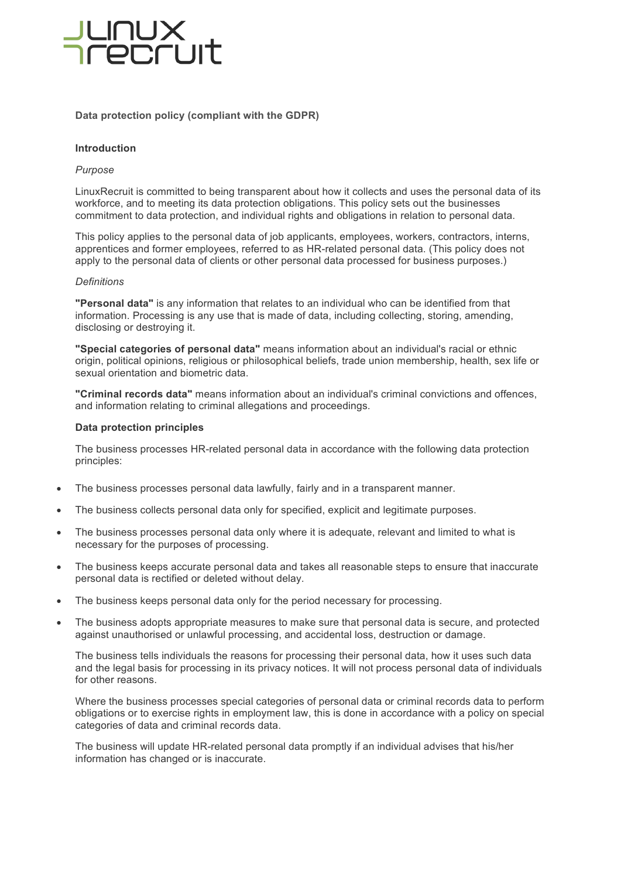# Data protection policy (compliant with the GDPR)

## Introduction

*Purpose*

LinuxRecruit is committed to being transparent about how it collects and uses the personal data of its workforce, and to meeting its data protection obligations. This policy sets out the businesses commitment to data protection, and individual rights and obligations in relation to personal data.

This policy applies to the personal data of job applicants, employees, workers, contractors, interns, apprentices and former employees, referred to as HR-related personal data. (This policy does not apply to the personal data of clients or other personal data processed for business purposes.)

*Definitions*

**"Personal data"** is any information that relates to an individual who can be identified from that information. Processing is any use that is made of data, including collecting, storing, amending, disclosing or destroying it.

**"Special categories of personal data"** means information about an individual's racial or ethnic origin, political opinions, religious or philosophical beliefs, trade union membership, health, sex life or sexual orientation and biometric data.

**"Criminal records data"** means information about an individual's criminal convictions and offences, and information relating to criminal allegations and proceedings.

## Data protection principles

The business processes HR-related personal data in accordance with the following data protection principles:

- The business processes personal data lawfully, fairly and in a transparent manner.
- The business collects personal data only for specified, explicit and legitimate purposes.
- The business processes personal data only where it is adequate, relevant and limited to what is necessary for the purposes of processing.
- The business keeps accurate personal data and takes all reasonable steps to ensure that inaccurate personal data is rectified or deleted without delay.
- The business keeps personal data only for the period necessary for processing.
- The business adopts appropriate measures to make sure that personal data is secure, and protected against unauthorised or unlawful processing, and accidental loss, destruction or damage.

The business tells individuals the reasons for processing their personal data, how it uses such data and the legal basis for processing in its privacy notices. It will not process personal data of individuals for other reasons.

Where the business processes special categories of personal data or criminal records data to perform obligations or to exercise rights in employment law, this is done in accordance with a policy on special categories of data and criminal records data.

The business will update HR-related personal data promptly if an individual advises that his/her information has changed or is inaccurate.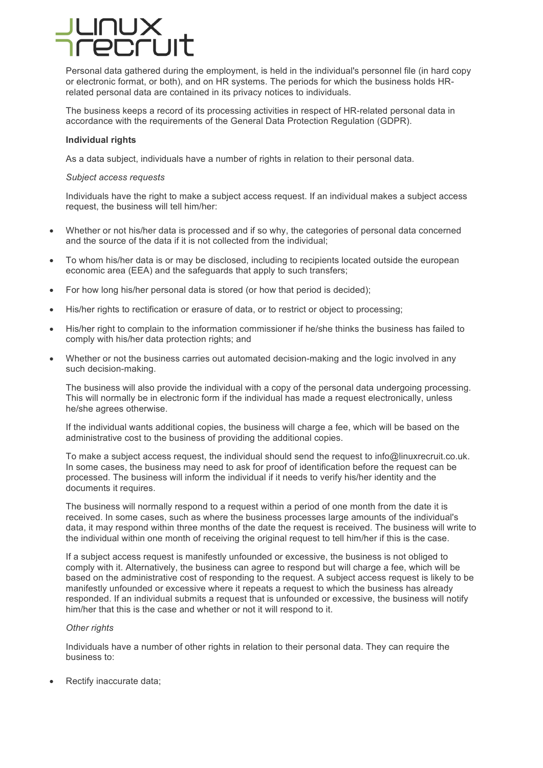Personal data gathered during the employment, is held in the individual's personnel file (in hard copy or electronic format, or both), and on HR systems. The periods for which the business holds HR-related personal data are contained in its privacy notices to individuals.

The business keeps a record of its processing activities in respect of HR-related personal data in accordance with the requirements of the General Data Protection Regulation (GDPR).

**Individual rights**

As a data subject, individuals have a number of rights in relation to their personal data.

*Subject access requests*

Individuals have the right to make a subject access request. If an individual makes a subject access request, the business will tell him/her:

- Whether or not his/her data is processed and if so why, the categories of personal data concerned and the source of the data if it is not collected from the individual;
- To whom his/her data is or may be disclosed, including to recipients located outside the european economic area (EEA) and the safeguards that apply to such transfers;
- For how long his/her personal data is stored (or how that period is decided);
- His/her rights to rectification or erasure of data, or to restrict or object to processing;
- His/her right to complain to the information commissioner if he/she thinks the business has failed to comply with his/her data protection rights; and
- Whether or not the business carries out automated decision-making and the logic involved in any such decision-making.

The business will also provide the individual with a copy of the personal data undergoing processing. This will normally be in electronic form if the individual has made a request electronically, unless he/she agrees otherwise.

If the individual wants additional copies, the business will charge a fee, which will be based on the administrative cost to the business of providing the additional copies.

To make a subject access request, the individual should send the request to info@linuxrecruit.co.uk. In some cases, the business may need to ask for proof of identification before the request can be processed. The business will inform the individual if it needs to verify his/her identity and the documents it requires.

The business will normally respond to a request within a period of one month from the date it is received. In some cases, such as where the business processes large amounts of the individual's data, it may respond within three months of the date the request is received. The business will write to the individual within one month of receiving the original request to tell him/her if this is the case.

If a subject access request is manifestly unfounded or excessive, the business is not obliged to comply with it. Alternatively, the business can agree to respond but will charge a fee, which will be based on the administrative cost of responding to the request. A subject access request is likely to be manifestly unfounded or excessive where it repeats a request to which the business has already responded. If an individual submits a request that is unfounded or excessive, the business will notify him/her that this is the case and whether or not it will respond to it.

*Other rights*

Individuals have a number of other rights in relation to their personal data. They can require the business to:

- Rectify inaccurate data;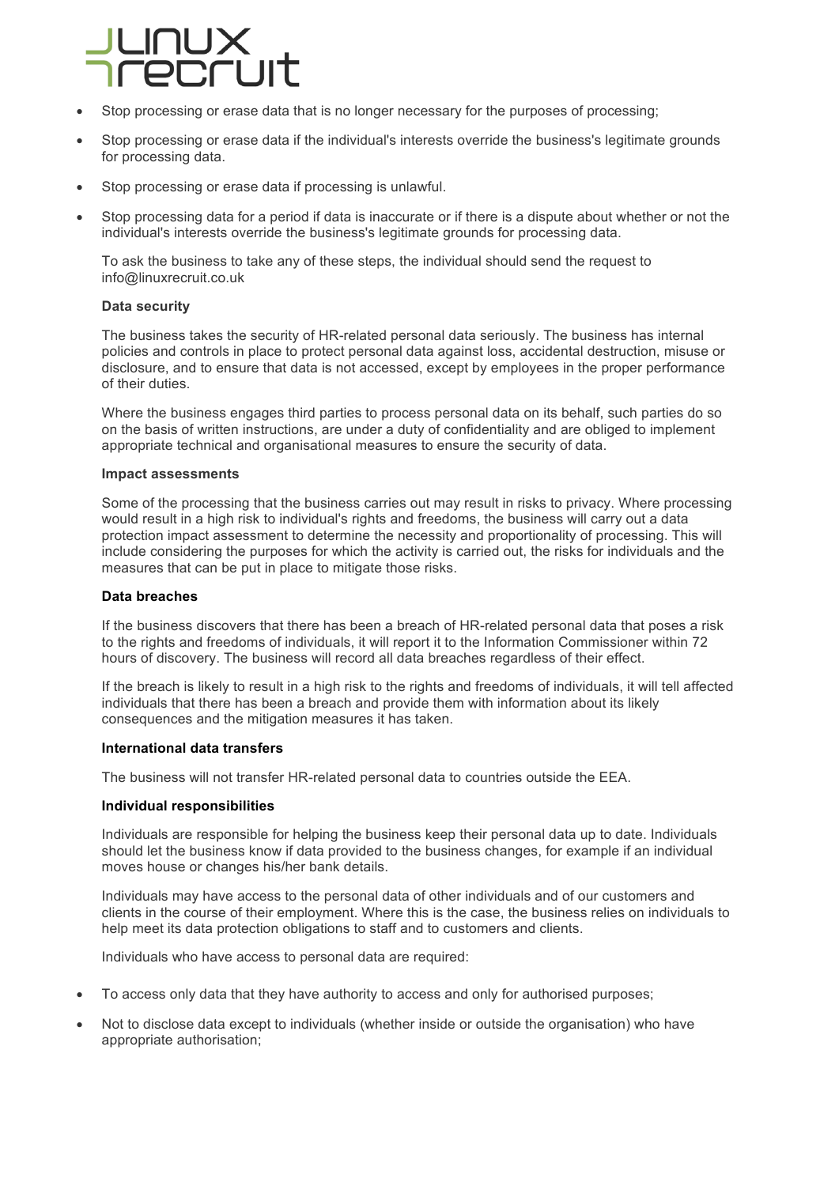- Stop processing or erase data that is no longer necessary for the purposes of processing;
- Stop processing or erase data if the individual's interests override the business's legitimate grounds for processing data.
- Stop processing or erase data if processing is unlawful.
- Stop processing data for a period if data is inaccurate or if there is a dispute about whether or not the individual's interests override the business's legitimate grounds for processing data.

To ask the business to take any of these steps, the individual should send the request to info@linuxrecruit.co.uk

**Data security**

The business takes the security of HR-related personal data seriously. The business has internal policies and controls in place to protect personal data against loss, accidental destruction, misuse or disclosure, and to ensure that data is not accessed, except by employees in the proper performance of their duties.

Where the business engages third parties to process personal data on its behalf, such parties do so on the basis of written instructions, are under a duty of confidentiality and are obliged to implement appropriate technical and organisational measures to ensure the security of data.

**Impact assessments**

Some of the processing that the business carries out may result in risks to privacy. Where processing would result in a high risk to individual's rights and freedoms, the business will carry out a data protection impact assessment to determine the necessity and proportionality of processing. This will include considering the purposes for which the activity is carried out, the risks for individuals and the measures that can be put in place to mitigate those risks.

**Data breaches**

If the business discovers that there has been a breach of HR-related personal data that poses a risk to the rights and freedoms of individuals, it will report it to the Information Commissioner within 72 hours of discovery. The business will record all data breaches regardless of their effect.

If the breach is likely to result in a high risk to the rights and freedoms of individuals, it will tell affected individuals that there has been a breach and provide them with information about its likely consequences and the mitigation measures it has taken.

**International data transfers**

The business will not transfer HR-related personal data to countries outside the EEA.

**Individual responsibilities**

Individuals are responsible for helping the business keep their personal data up to date. Individuals should let the business know if data provided to the business changes, for example if an individual moves house or changes his/her bank details.

Individuals may have access to the personal data of other individuals and of our customers and clients in the course of their employment. Where this is the case, the business relies on individuals to help meet its data protection obligations to staff and to customers and clients.

Individuals who have access to personal data are required:

- To access only data that they have authority to access and only for authorised purposes;
- Not to disclose data except to individuals (whether inside or outside the organisation) who have appropriate authorisation;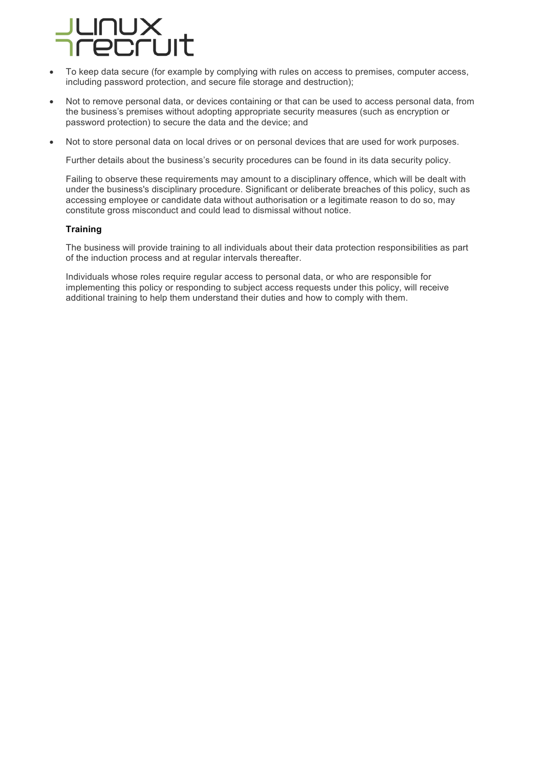- To keep data secure (for example by complying with rules on access to premises, computer access, including password protection, and secure file storage and destruction);
- Not to remove personal data, or devices containing or that can be used to access personal data, from the business's premises without adopting appropriate security measures (such as encryption or password protection) to secure the data and the device; and
- Not to store personal data on local drives or on personal devices that are used for work purposes.

Further details about the business's security procedures can be found in its data security policy.

Failing to observe these requirements may amount to a disciplinary offence, which will be dealt with under the business's disciplinary procedure. Significant or deliberate breaches of this policy, such as accessing employee or candidate data without authorisation or a legitimate reason to do so, may constitute gross misconduct and could lead to dismissal without notice.

**Training**

The business will provide training to all individuals about their data protection responsibilities as part of the induction process and at regular intervals thereafter.

Individuals whose roles require regular access to personal data, or who are responsible for implementing this policy or responding to subject access requests under this policy, will receive additional training to help them understand their duties and how to comply with them.